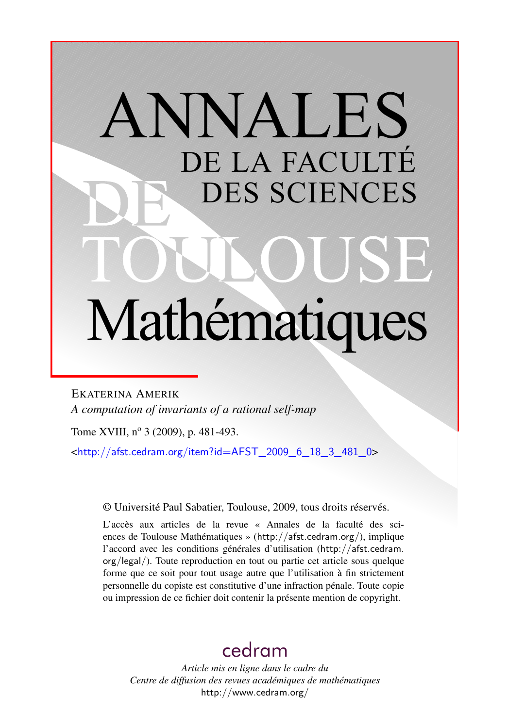# ANNALES DE LA FACULTÉ DES SCIENCES DE TOULOUSE Mathématiques

EKATERINA AMERIK

*A computation of invariants of a rational self-map*

Tome XVIII, nº 3 (2009), p. 481-493.

<http://afst.cedram.org/item?id=AFST_2009_6_18_3_481_0>

© Université Paul Sabatier, Toulouse, 2009, tous droits réservés.

L'accès aux articles de la revue « Annales de la faculté des sciences de Toulouse Mathématiques » (http://afst.cedram.org/), implique l'accord avec les conditions générales d'utilisation (http://afst.cedram.org/legal/). Toute reproduction en tout ou partie cet article sous quelque forme que ce soit pour tout usage autre que l'utilisation à fin strictement personnelle du copiste est constitutive d'une infraction pénale. Toute copie ou impression de ce fichier doit contenir la présente mention de copyright.

cedram

*Article mis en ligne dans le cadre du Centre de diffusion des revues académiques de mathématiques*

http://www.cedram.org/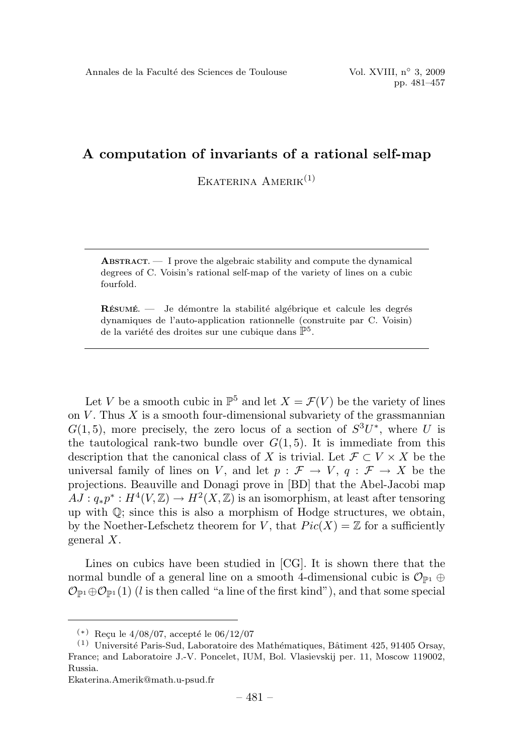# A computation of invariants of a rational self-map

Ekaterina Amerik[(1)]

**Abstract.** — I prove the algebraic stability and compute the dynamical degrees of C. Voisin's rational self-map of the variety of lines on a cubic fourfold.

**Résumé.** — Je démontre la stabilité algébrique et calcule les degrés dynamiques de l'auto-application rationnelle (construite par C. Voisin) de la variété des droites sur une cubique dans $\mathbb{P}^5$.

Let $V$ be a smooth cubic in $\mathbb{P}^5$ and let $X = \mathcal{F}(V)$ be the variety of lines on $V$. Thus $X$ is a smooth four-dimensional subvariety of the grassmannian $G(1,5)$, more precisely, the zero locus of a section of $S^3U^*$, where $U$ is the tautological rank-two bundle over $G(1,5)$. It is immediate from this description that the canonical class of $X$ is trivial. Let $\mathcal{F} \subset V \times X$ be the universal family of lines on $V$, and let $p : \mathcal{F} \to V$, $q : \mathcal{F} \to X$ be the projections. Beauville and Donagi prove in [BD] that the Abel-Jacobi map $AJ : q_*p^* : H^4(V, \mathbb{Z}) \to H^2(X, \mathbb{Z})$ is an isomorphism, at least after tensoring up with $\mathbb{Q}$; since this is also a morphism of Hodge structures, we obtain, by the Noether-Lefschetz theorem for $V$, that $Pic(X) = \mathbb{Z}$ for a sufficiently general $X$.

Lines on cubics have been studied in [CG]. It is shown there that the normal bundle of a general line on a smooth 4-dimensional cubic is $\mathcal{O}_{\mathbb{P}^1} \oplus \mathcal{O}_{\mathbb{P}^1} \oplus \mathcal{O}_{\mathbb{P}^1}(1)$ ($l$ is then called "a line of the first kind"), and that some special

---

[(*)] Reçu le 4/08/07, accepté le 06/12/07

[(1)] Université Paris-Sud, Laboratoire des Mathématiques, Bâtiment 425, 91405 Orsay, France; and Laboratoire J.-V. Poncelet, IUM, Bol. Vlasievskij per. 11, Moscow 119002, Russia.

Ekaterina.Amerik@math.u-psud.fr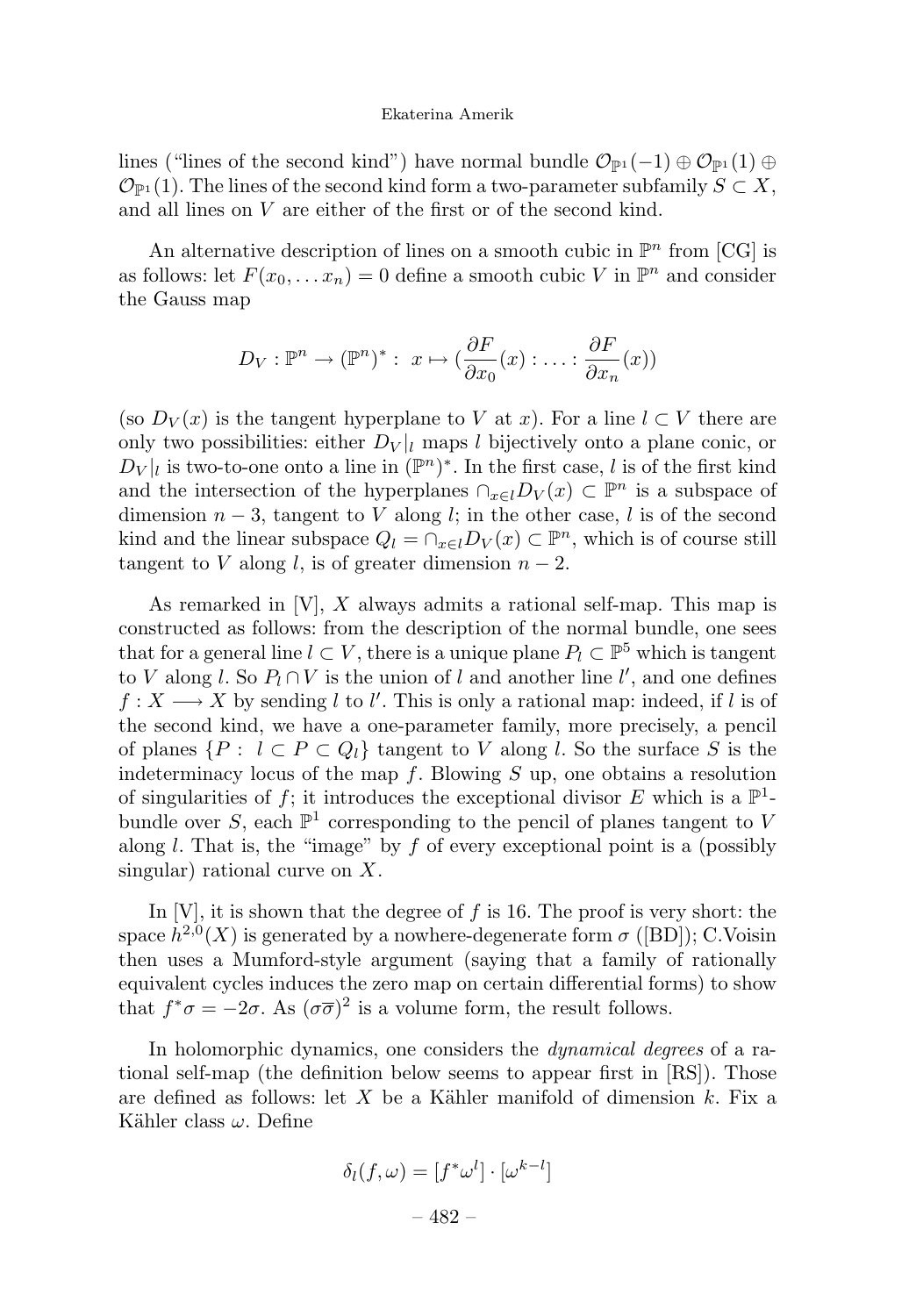lines ("lines of the second kind") have normal bundle $\mathcal{O}_{\mathbb{P}^1}(-1) \oplus \mathcal{O}_{\mathbb{P}^1}(1) \oplus \mathcal{O}_{\mathbb{P}^1}(1)$. The lines of the second kind form a two-parameter subfamily $S \subset X$, and all lines on $V$ are either of the first or of the second kind.

An alternative description of lines on a smooth cubic in $\mathbb{P}^n$ from [CG] is as follows: let $F(x_0, \dots x_n) = 0$ define a smooth cubic $V$ in $\mathbb{P}^n$ and consider the Gauss map

$$D_V : \mathbb{P}^n \to (\mathbb{P}^n)^* : \ x \mapsto (\frac{\partial F}{\partial x_0}(x) : \dots : \frac{\partial F}{\partial x_n}(x))$$

(so $D_V(x)$ is the tangent hyperplane to $V$ at $x$). For a line $l \subset V$ there are only two possibilities: either $D_V|_l$ maps $l$ bijectively onto a plane conic, or $D_V|_l$ is two-to-one onto a line in $(\mathbb{P}^n)^*$. In the first case, $l$ is of the first kind and the intersection of the hyperplanes $\cap_{x \in l} D_V(x) \subset \mathbb{P}^n$ is a subspace of dimension $n-3$, tangent to $V$ along $l$; in the other case, $l$ is of the second kind and the linear subspace $Q_l = \cap_{x \in l} D_V(x) \subset \mathbb{P}^n$, which is of course still tangent to $V$ along $l$, is of greater dimension $n-2$.

As remarked in [V], $X$ always admits a rational self-map. This map is constructed as follows: from the description of the normal bundle, one sees that for a general line $l \subset V$, there is a unique plane $P_l \subset \mathbb{P}^5$ which is tangent to $V$ along $l$. So $P_l \cap V$ is the union of $l$ and another line $l'$, and one defines $f : X \longrightarrow X$ by sending $l$ to $l'$. This is only a rational map: indeed, if $l$ is of the second kind, we have a one-parameter family, more precisely, a pencil of planes $\{P : \ l \subset P \subset Q_l\}$ tangent to $V$ along $l$. So the surface $S$ is the indeterminacy locus of the map $f$. Blowing $S$ up, one obtains a resolution of singularities of $f$; it introduces the exceptional divisor $E$ which is a $\mathbb{P}^1$-bundle over $S$, each $\mathbb{P}^1$ corresponding to the pencil of planes tangent to $V$ along $l$. That is, the "image" by $f$ of every exceptional point is a (possibly singular) rational curve on $X$.

In [V], it is shown that the degree of $f$ is 16. The proof is very short: the space $h^{2,0}(X)$ is generated by a nowhere-degenerate form $\sigma$ ([BD]); C.Voisin then uses a Mumford-style argument (saying that a family of rationally equivalent cycles induces the zero map on certain differential forms) to show that $f^*\sigma = -2\sigma$. As $(\sigma\overline{\sigma})^2$ is a volume form, the result follows.

In holomorphic dynamics, one considers the *dynamical degrees* of a rational self-map (the definition below seems to appear first in [RS]). Those are defined as follows: let $X$ be a Kähler manifold of dimension $k$. Fix a Kähler class $\omega$. Define

$$\delta_l(f, \omega) = [f^*\omega^l] \cdot [\omega^{k-l}]$$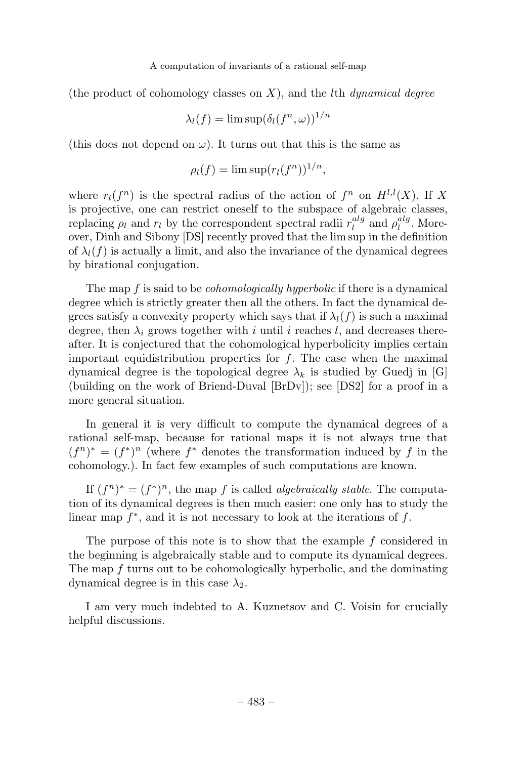(the product of cohomology classes on $X$), and the $l$th *dynamical degree*

$$\lambda_l(f) = \limsup(\delta_l(f^n, \omega))^{1/n}$$

(this does not depend on $\omega$). It turns out that this is the same as

$$\rho_l(f) = \limsup(r_l(f^n))^{1/n},$$

where $r_l(f^n)$ is the spectral radius of the action of $f^n$ on $H^{l,l}(X)$. If $X$ is projective, one can restrict oneself to the subspace of algebraic classes, replacing $\rho_l$ and $r_l$ by the correspondent spectral radii $r_l^{alg}$ and $\rho_l^{alg}$. Moreover, Dinh and Sibony [DS] recently proved that the lim sup in the definition of $\lambda_l(f)$ is actually a limit, and also the invariance of the dynamical degrees by birational conjugation.

The map $f$ is said to be *cohomologically hyperbolic* if there is a dynamical degree which is strictly greater then all the others. In fact the dynamical degrees satisfy a convexity property which says that if $\lambda_l(f)$ is such a maximal degree, then $\lambda_i$ grows together with $i$ until $i$ reaches $l$, and decreases thereafter. It is conjectured that the cohomological hyperbolicity implies certain important equidistribution properties for $f$. The case when the maximal dynamical degree is the topological degree $\lambda_k$ is studied by Guedj in [G] (building on the work of Briend-Duval [BrDv]); see [DS2] for a proof in a more general situation.

In general it is very difficult to compute the dynamical degrees of a rational self-map, because for rational maps it is not always true that $(f^n)^* = (f^*)^n$ (where $f^*$ denotes the transformation induced by $f$ in the cohomology.). In fact few examples of such computations are known.

If $(f^n)^* = (f^*)^n$, the map $f$ is called *algebraically stable*. The computation of its dynamical degrees is then much easier: one only has to study the linear map $f^*$, and it is not necessary to look at the iterations of $f$.

The purpose of this note is to show that the example $f$ considered in the beginning is algebraically stable and to compute its dynamical degrees. The map $f$ turns out to be cohomologically hyperbolic, and the dominating dynamical degree is in this case $\lambda_2$.

I am very much indebted to A. Kuznetsov and C. Voisin for crucially helpful discussions.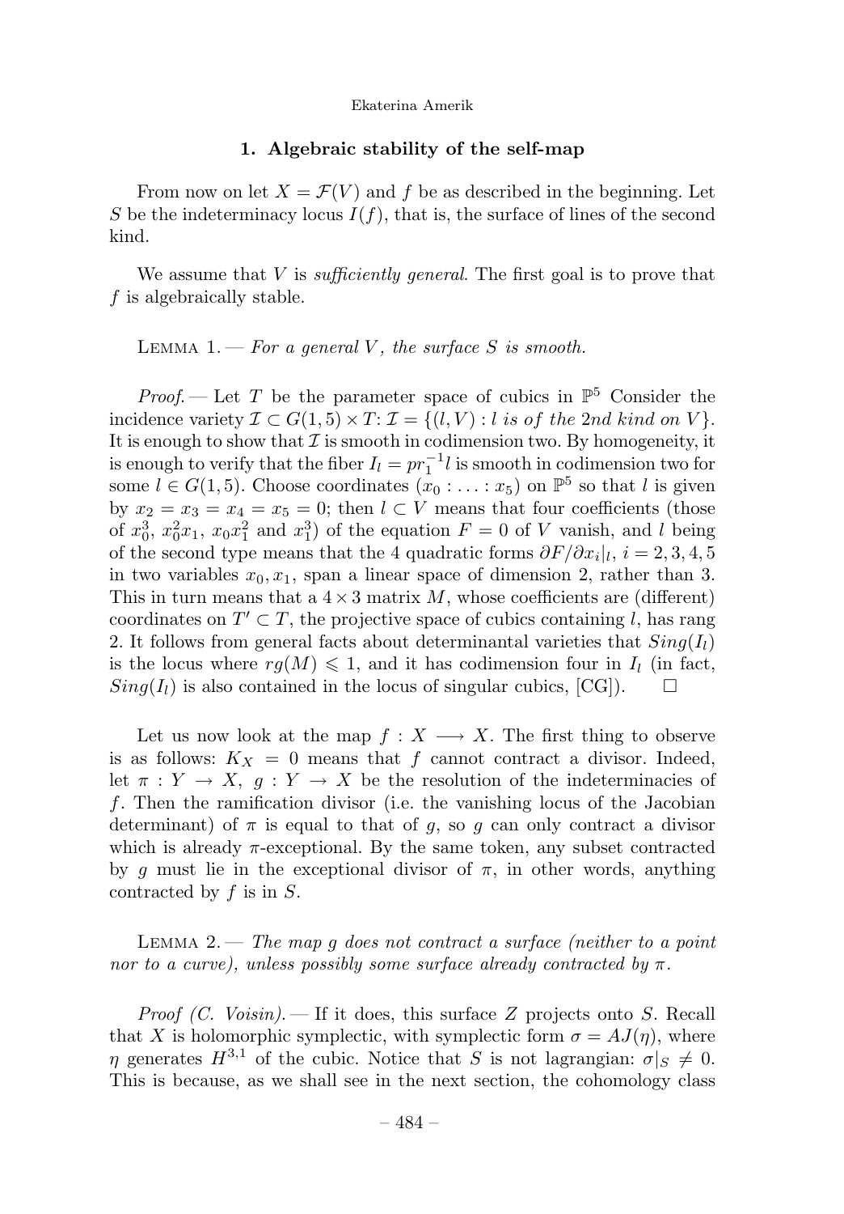## 1. Algebraic stability of the self-map

From now on let $X = \mathcal{F}(V)$ and $f$ be as described in the beginning. Let $S$ be the indeterminacy locus $I(f)$, that is, the surface of lines of the second kind.

We assume that $V$ is *sufficiently general*. The first goal is to prove that $f$ is algebraically stable.

Lemma 1. — *For a general $V$, the surface $S$ is smooth.*

*Proof.* — Let $T$ be the parameter space of cubics in $\mathbb{P}^5$ Consider the incidence variety $\mathcal{I} \subset G(1,5) \times T$: $\mathcal{I} = \{(l, V) : l \text{ } is \text{ } of \text{ } the \text{ } 2nd \text{ } kind \text{ } on \text{ } V\}$. It is enough to show that $\mathcal{I}$ is smooth in codimension two. By homogeneity, it is enough to verify that the fiber $I_l = pr_1^{-1} l$ is smooth in codimension two for some $l \in G(1,5)$. Choose coordinates $(x_0 : \ldots : x_5)$ on $\mathbb{P}^5$ so that $l$ is given by $x_2 = x_3 = x_4 = x_5 = 0$; then $l \subset V$ means that four coefficients (those of $x_0^3$, $x_0^2 x_1$, $x_0 x_1^2$ and $x_1^3$) of the equation $F = 0$ of $V$ vanish, and $l$ being of the second type means that the 4 quadratic forms $\partial F / \partial x_i|_l$, $i = 2, 3, 4, 5$ in two variables $x_0, x_1$, span a linear space of dimension 2, rather than 3. This in turn means that a $4 \times 3$ matrix $M$, whose coefficients are (different) coordinates on $T' \subset T$, the projective space of cubics containing $l$, has rang 2. It follows from general facts about determinantal varieties that $Sing(I_l)$ is the locus where $rg(M) \leqslant 1$, and it has codimension four in $I_l$ (in fact, $Sing(I_l)$ is also contained in the locus of singular cubics, [CG]). $\square$

Let us now look at the map $f : X \longrightarrow X$. The first thing to observe is as follows: $K_X = 0$ means that $f$ cannot contract a divisor. Indeed, let $\pi : Y \to X$, $g : Y \to X$ be the resolution of the indeterminacies of $f$. Then the ramification divisor (i.e. the vanishing locus of the Jacobian determinant) of $\pi$ is equal to that of $g$, so $g$ can only contract a divisor which is already $\pi$-exceptional. By the same token, any subset contracted by $g$ must lie in the exceptional divisor of $\pi$, in other words, anything contracted by $f$ is in $S$.

Lemma 2. — *The map $g$ does not contract a surface (neither to a point nor to a curve), unless possibly some surface already contracted by $\pi$.*

*Proof (C. Voisin).* — If it does, this surface $Z$ projects onto $S$. Recall that $X$ is holomorphic symplectic, with symplectic form $\sigma = AJ(\eta)$, where $\eta$ generates $H^{3,1}$ of the cubic. Notice that $S$ is not lagrangian: $\sigma|_S \neq 0$. This is because, as we shall see in the next section, the cohomology class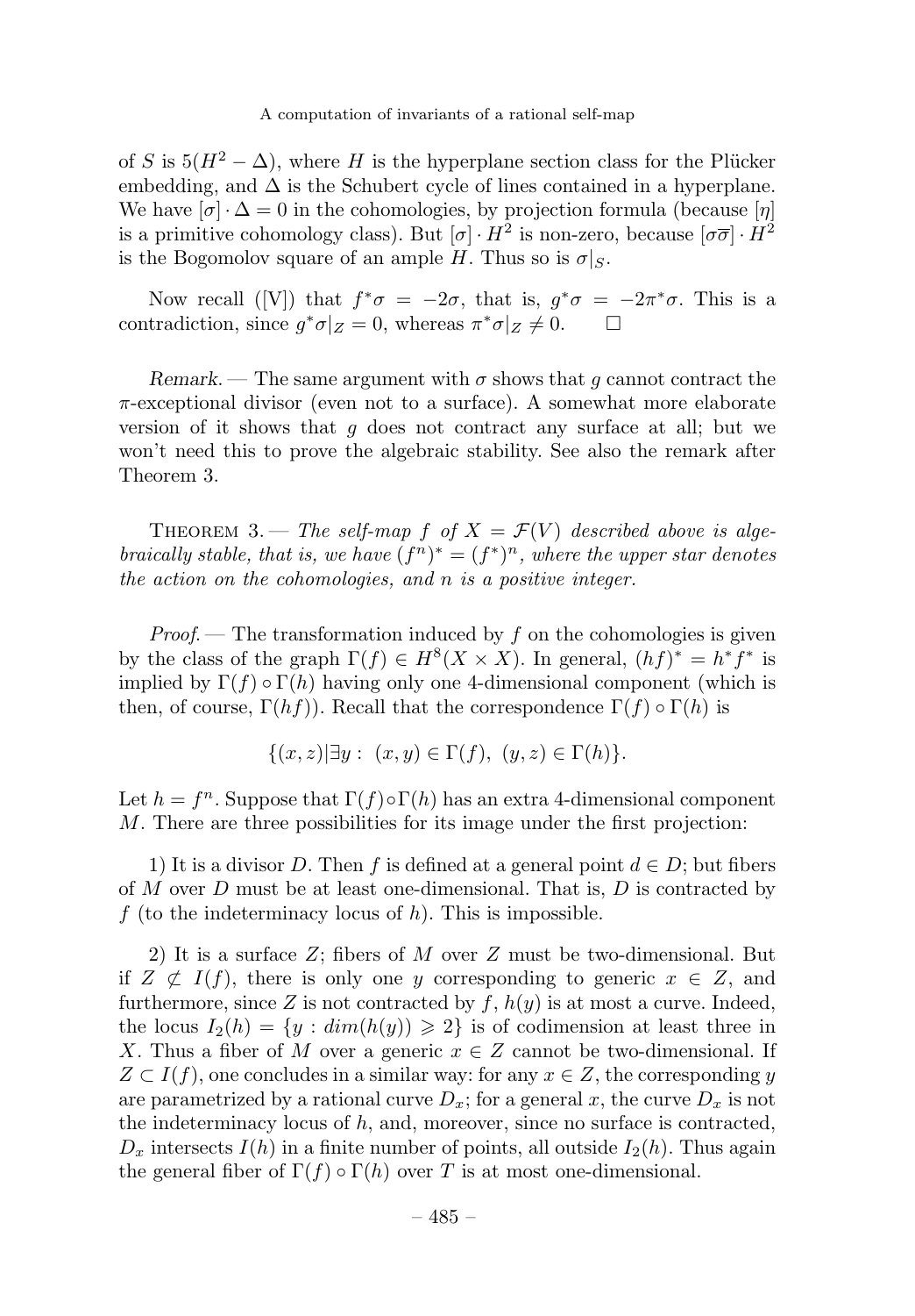of $S$ is $5(H^2 - \Delta)$, where $H$ is the hyperplane section class for the Plücker embedding, and $\Delta$ is the Schubert cycle of lines contained in a hyperplane. We have $[\sigma] \cdot \Delta = 0$ in the cohomologies, by projection formula (because $[\eta]$ is a primitive cohomology class). But $[\sigma] \cdot H^2$ is non-zero, because $[\sigma\overline{\sigma}] \cdot H^2$ is the Bogomolov square of an ample $H$. Thus so is $\sigma|_S$.

Now recall ([V]) that $f^*\sigma = -2\sigma$, that is, $g^*\sigma = -2\pi^*\sigma$. This is a contradiction, since $g^*\sigma|_Z = 0$, whereas $\pi^*\sigma|_Z \neq 0$. $\square$

*Remark.* — The same argument with $\sigma$ shows that $g$ cannot contract the $\pi$-exceptional divisor (even not to a surface). A somewhat more elaborate version of it shows that $g$ does not contract any surface at all; but we won't need this to prove the algebraic stability. See also the remark after Theorem 3.

Theorem 3. — *The self-map $f$ of $X = \mathcal{F}(V)$ described above is algebraically stable, that is, we have $(f^n)^* = (f^*)^n$, where the upper star denotes the action on the cohomologies, and $n$ is a positive integer.*

*Proof.* — The transformation induced by $f$ on the cohomologies is given by the class of the graph $\Gamma(f) \in H^8(X \times X)$. In general, $(hf)^* = h^*f^*$ is implied by $\Gamma(f) \circ \Gamma(h)$ having only one 4-dimensional component (which is then, of course, $\Gamma(hf)$). Recall that the correspondence $\Gamma(f) \circ \Gamma(h)$ is

$$\{(x, z) | \exists y : \ (x, y) \in \Gamma(f), \ (y, z) \in \Gamma(h)\}.$$

Let $h = f^n$. Suppose that $\Gamma(f) \circ \Gamma(h)$ has an extra 4-dimensional component $M$. There are three possibilities for its image under the first projection:

1) It is a divisor $D$. Then $f$ is defined at a general point $d \in D$; but fibers of $M$ over $D$ must be at least one-dimensional. That is, $D$ is contracted by $f$ (to the indeterminacy locus of $h$). This is impossible.

2) It is a surface $Z$; fibers of $M$ over $Z$ must be two-dimensional. But if $Z \not\subset I(f)$, there is only one $y$ corresponding to generic $x \in Z$, and furthermore, since $Z$ is not contracted by $f$, $h(y)$ is at most a curve. Indeed, the locus $I_2(h) = \{y : dim(h(y)) \geqslant 2\}$ is of codimension at least three in $X$. Thus a fiber of $M$ over a generic $x \in Z$ cannot be two-dimensional. If $Z \subset I(f)$, one concludes in a similar way: for any $x \in Z$, the corresponding $y$ are parametrized by a rational curve $D_x$; for a general $x$, the curve $D_x$ is not the indeterminacy locus of $h$, and, moreover, since no surface is contracted, $D_x$ intersects $I(h)$ in a finite number of points, all outside $I_2(h)$. Thus again the general fiber of $\Gamma(f) \circ \Gamma(h)$ over $T$ is at most one-dimensional.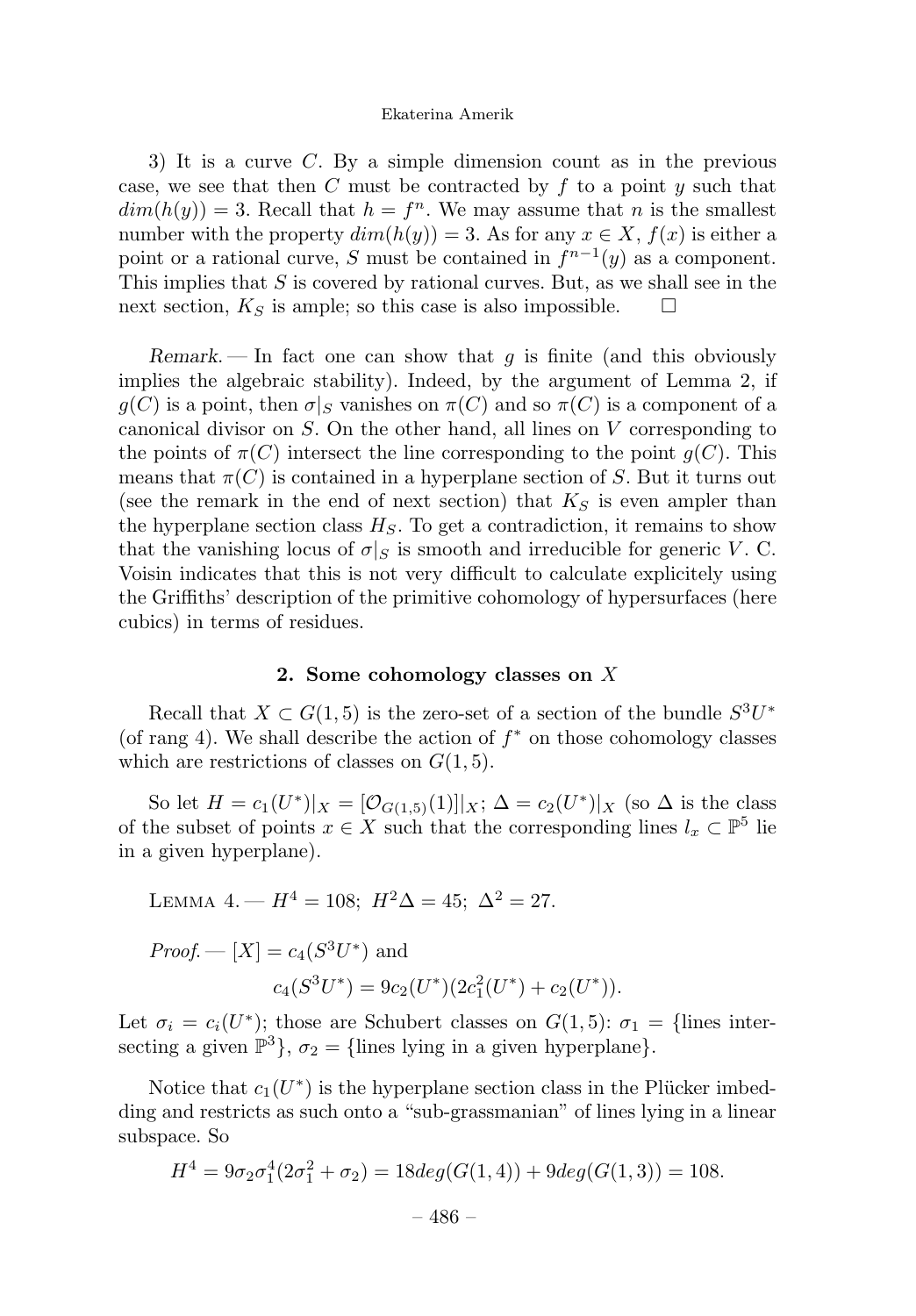3) It is a curve $C$. By a simple dimension count as in the previous case, we see that then $C$ must be contracted by $f$ to a point $y$ such that $dim(h(y)) = 3$. Recall that $h = f^n$. We may assume that $n$ is the smallest number with the property $dim(h(y)) = 3$. As for any $x \in X$, $f(x)$ is either a point or a rational curve, $S$ must be contained in $f^{n-1}(y)$ as a component. This implies that $S$ is covered by rational curves. But, as we shall see in the next section, $K_S$ is ample; so this case is also impossible. $\square$

*Remark.* — In fact one can show that $g$ is finite (and this obviously implies the algebraic stability). Indeed, by the argument of Lemma 2, if $g(C)$ is a point, then $\sigma|_S$ vanishes on $\pi(C)$ and so $\pi(C)$ is a component of a canonical divisor on $S$. On the other hand, all lines on $V$ corresponding to the points of $\pi(C)$ intersect the line corresponding to the point $g(C)$. This means that $\pi(C)$ is contained in a hyperplane section of $S$. But it turns out (see the remark in the end of next section) that $K_S$ is even ampler than the hyperplane section class $H_S$. To get a contradiction, it remains to show that the vanishing locus of $\sigma|_S$ is smooth and irreducible for generic $V$. C. Voisin indicates that this is not very difficult to calculate explicitely using the Griffiths' description of the primitive cohomology of hypersurfaces (here cubics) in terms of residues.

## 2. Some cohomology classes on $X$

Recall that $X \subset G(1,5)$ is the zero-set of a section of the bundle $S^3U^*$ (of rang 4). We shall describe the action of $f^*$ on those cohomology classes which are restrictions of classes on $G(1,5)$.

So let $H = c_1(U^*)|_X = [\mathcal{O}_{G(1,5)}(1)]|_X$; $\Delta = c_2(U^*)|_X$ (so $\Delta$ is the class of the subset of points $x \in X$ such that the corresponding lines $l_x \subset \mathbb{P}^5$ lie in a given hyperplane).

Lemma 4. — $H^4 = 108$; $H^2\Delta = 45$; $\Delta^2 = 27$.

*Proof.* — $[X] = c_4(S^3U^*)$ and

$$c_4(S^3U^*) = 9c_2(U^*)(2c_1^2(U^*) + c_2(U^*)).$$

Let $\sigma_i = c_i(U^*)$; those are Schubert classes on $G(1,5)$: $\sigma_1 = \{$lines intersecting a given $\mathbb{P}^3\}$, $\sigma_2 = \{$lines lying in a given hyperplane$\}$.

Notice that $c_1(U^*)$ is the hyperplane section class in the Plücker imbedding and restricts as such onto a "sub-grassmanian" of lines lying in a linear subspace. So

$$H^4 = 9\sigma_2\sigma_1^4(2\sigma_1^2 + \sigma_2) = 18deg(G(1,4)) + 9deg(G(1,3)) = 108.$$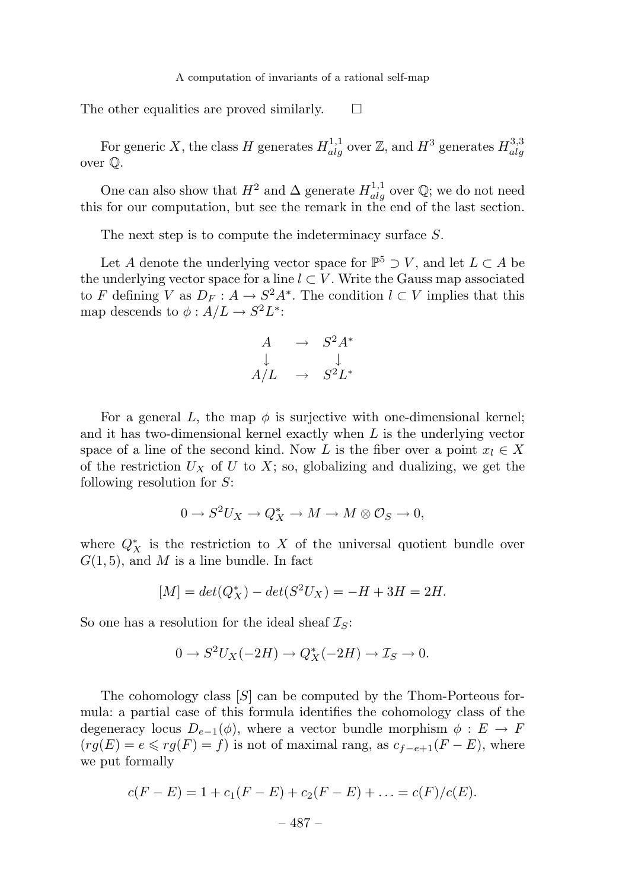The other equalities are proved similarly. $\square$

For generic $X$, the class $H$ generates $H^{1,1}_{alg}$ over $\mathbb{Z}$, and $H^3$ generates $H^{3,3}_{alg}$ over $\mathbb{Q}$.

One can also show that $H^2$ and $\Delta$ generate $H^{1,1}_{alg}$ over $\mathbb{Q}$; we do not need this for our computation, but see the remark in the end of the last section.

The next step is to compute the indeterminacy surface $S$.

Let $A$ denote the underlying vector space for $\mathbb{P}^5 \supset V$, and let $L \subset A$ be the underlying vector space for a line $l \subset V$. Write the Gauss map associated to $F$ defining $V$ as $D_F : A \to S^2A^*$. The condition $l \subset V$ implies that this map descends to $\phi : A/L \to S^2L^*$:

$$
\begin{array}{ccc}
A & \to & S^2A^* \\
\downarrow & & \downarrow \\
A/L & \to & S^2L^*
\end{array}
$$

For a general $L$, the map $\phi$ is surjective with one-dimensional kernel; and it has two-dimensional kernel exactly when $L$ is the underlying vector space of a line of the second kind. Now $L$ is the fiber over a point $x_l \in X$ of the restriction $U_X$ of $U$ to $X$; so, globalizing and dualizing, we get the following resolution for $S$:

$$
0 \to S^2U_X \to Q_X^* \to M \to M \otimes \mathcal{O}_S \to 0,
$$

where $Q_X^*$ is the restriction to $X$ of the universal quotient bundle over $G(1,5)$, and $M$ is a line bundle. In fact

$$
[M] = det(Q_X^*) - det(S^2U_X) = -H + 3H = 2H.
$$

So one has a resolution for the ideal sheaf $\mathcal{I}_S$:

$$
0 \to S^2U_X(-2H) \to Q_X^*(-2H) \to \mathcal{I}_S \to 0.
$$

The cohomology class $[S]$ can be computed by the Thom-Porteous formula: a partial case of this formula identifies the cohomology class of the degeneracy locus $D_{e-1}(\phi)$, where a vector bundle morphism $\phi : E \to F$ ($rg(E) = e \leqslant rg(F) = f$) is not of maximal rang, as $c_{f-e+1}(F - E)$, where we put formally

$$
c(F - E) = 1 + c_1(F - E) + c_2(F - E) + \ldots = c(F)/c(E).
$$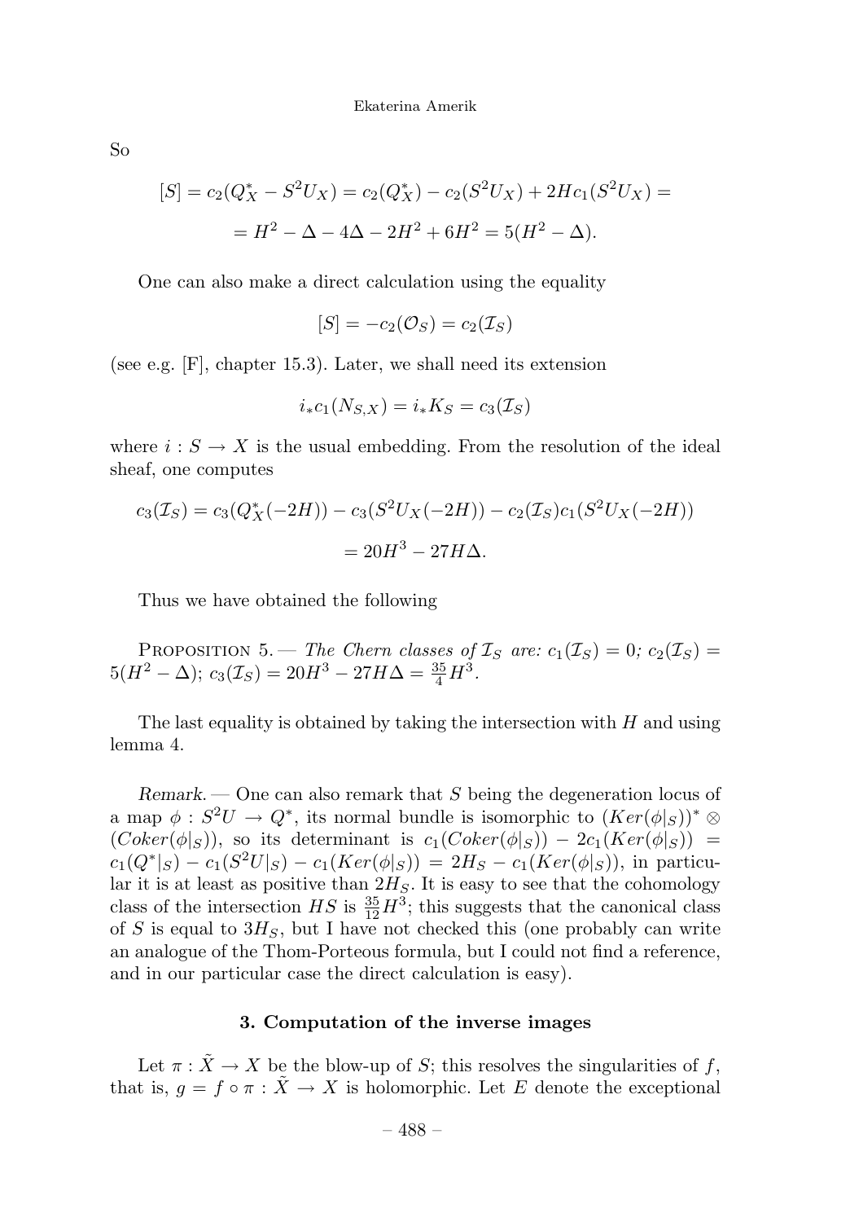So

$$[S] = c_2(Q_X^* - S^2U_X) = c_2(Q_X^*) - c_2(S^2U_X) + 2Hc_1(S^2U_X) =$$

$$= H^2 - \Delta - 4\Delta - 2H^2 + 6H^2 = 5(H^2 - \Delta).$$

One can also make a direct calculation using the equality

$$[S] = -c_2(\mathcal{O}_S) = c_2(\mathcal{I}_S)$$

(see e.g. [F], chapter 15.3). Later, we shall need its extension

$$i_* c_1(N_{S,X}) = i_* K_S = c_3(\mathcal{I}_S)$$

where $i : S \to X$ is the usual embedding. From the resolution of the ideal sheaf, one computes

$$c_3(\mathcal{I}_S) = c_3(Q_X^*(-2H)) - c_3(S^2U_X(-2H)) - c_2(\mathcal{I}_S)c_1(S^2U_X(-2H))$$

$$= 20H^3 - 27H\Delta.$$

Thus we have obtained the following

Proposition 5. — *The Chern classes of $\mathcal{I}_S$ are: $c_1(\mathcal{I}_S) = 0$; $c_2(\mathcal{I}_S) = 5(H^2 - \Delta)$; $c_3(\mathcal{I}_S) = 20H^3 - 27H\Delta = \frac{35}{4}H^3$.*

The last equality is obtained by taking the intersection with $H$ and using lemma 4.

*Remark.* — One can also remark that $S$ being the degeneration locus of a map $\phi : S^2U \to Q^*$, its normal bundle is isomorphic to $(Ker(\phi|_S))^* \otimes (Coker(\phi|_S))$, so its determinant is $c_1(Coker(\phi|_S)) - 2c_1(Ker(\phi|_S)) = c_1(Q^*|_S) - c_1(S^2U|_S) - c_1(Ker(\phi|_S)) = 2H_S - c_1(Ker(\phi|_S))$, in particular it is at least as positive than $2H_S$. It is easy to see that the cohomology class of the intersection $HS$ is $\frac{35}{12}H^3$; this suggests that the canonical class of $S$ is equal to $3H_S$, but I have not checked this (one probably can write an analogue of the Thom-Porteous formula, but I could not find a reference, and in our particular case the direct calculation is easy).

### 3. Computation of the inverse images

Let $\pi : \tilde{X} \to X$ be the blow-up of $S$; this resolves the singularities of $f$, that is, $g = f \circ \pi : \tilde{X} \to X$ is holomorphic. Let $E$ denote the exceptional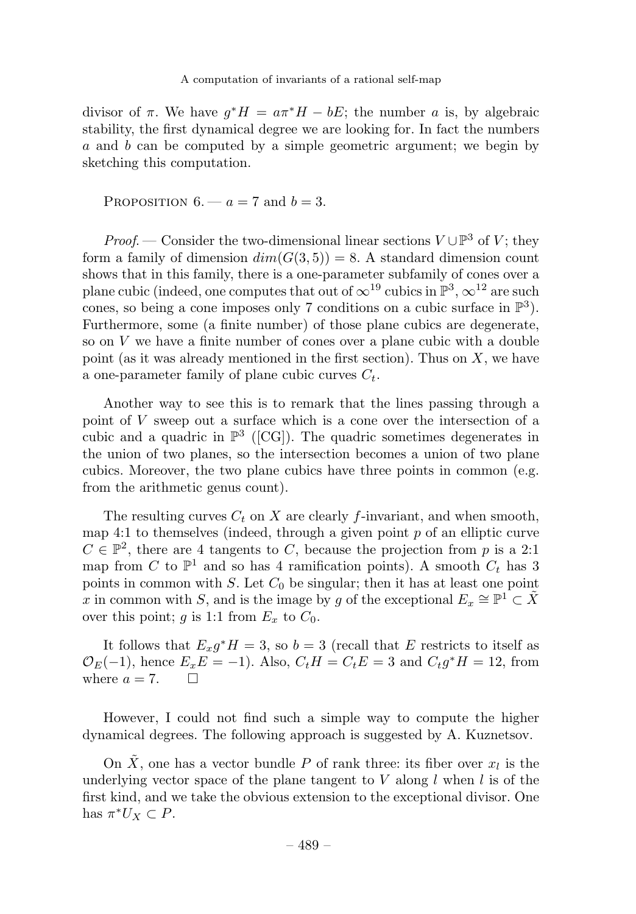divisor of $\pi$. We have $g^*H = a\pi^*H - bE$; the number $a$ is, by algebraic stability, the first dynamical degree we are looking for. In fact the numbers $a$ and $b$ can be computed by a simple geometric argument; we begin by sketching this computation.

Proposition 6. — $a = 7$ and $b = 3$.

*Proof.* — Consider the two-dimensional linear sections $V \cup \mathbb{P}^3$ of $V$; they form a family of dimension $dim(G(3,5)) = 8$. A standard dimension count shows that in this family, there is a one-parameter subfamily of cones over a plane cubic (indeed, one computes that out of $\infty^{19}$ cubics in $\mathbb{P}^3$, $\infty^{12}$ are such cones, so being a cone imposes only 7 conditions on a cubic surface in $\mathbb{P}^3$). Furthermore, some (a finite number) of those plane cubics are degenerate, so on $V$ we have a finite number of cones over a plane cubic with a double point (as it was already mentioned in the first section). Thus on $X$, we have a one-parameter family of plane cubic curves $C_t$.

Another way to see this is to remark that the lines passing through a point of $V$ sweep out a surface which is a cone over the intersection of a cubic and a quadric in $\mathbb{P}^3$ ([CG]). The quadric sometimes degenerates in the union of two planes, so the intersection becomes a union of two plane cubics. Moreover, the two plane cubics have three points in common (e.g. from the arithmetic genus count).

The resulting curves $C_t$ on $X$ are clearly $f$-invariant, and when smooth, map 4:1 to themselves (indeed, through a given point $p$ of an elliptic curve $C \in \mathbb{P}^2$, there are 4 tangents to $C$, because the projection from $p$ is a 2:1 map from $C$ to $\mathbb{P}^1$ and so has 4 ramification points). A smooth $C_t$ has 3 points in common with $S$. Let $C_0$ be singular; then it has at least one point $x$ in common with $S$, and is the image by $g$ of the exceptional $E_x \cong \mathbb{P}^1 \subset \tilde{X}$ over this point; $g$ is 1:1 from $E_x$ to $C_0$.

It follows that $E_x g^*H = 3$, so $b = 3$ (recall that $E$ restricts to itself as $\mathcal{O}_E(-1)$, hence $E_x E = -1$). Also, $C_t H = C_t E = 3$ and $C_t g^*H = 12$, from where $a = 7$. $\square$

However, I could not find such a simple way to compute the higher dynamical degrees. The following approach is suggested by A. Kuznetsov.

On $\tilde{X}$, one has a vector bundle $P$ of rank three: its fiber over $x_l$ is the underlying vector space of the plane tangent to $V$ along $l$ when $l$ is of the first kind, and we take the obvious extension to the exceptional divisor. One has $\pi^*U_X \subset P$.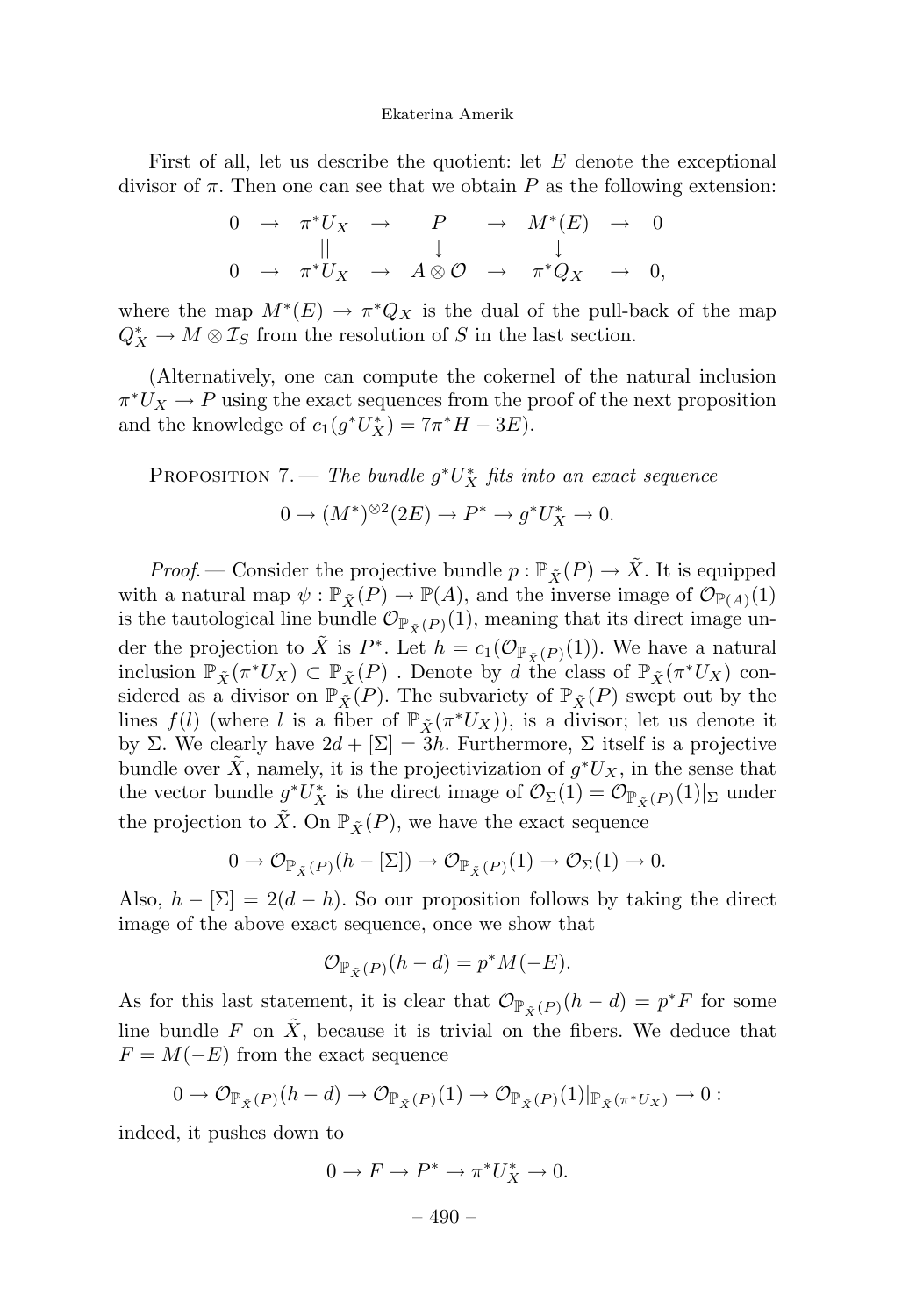First of all, let us describe the quotient: let $E$ denote the exceptional divisor of $\pi$. Then one can see that we obtain $P$ as the following extension:

$$\begin{array}{ccccccccc} 0 & \to & \pi^*U_X & \to & P & \to & M^*(E) & \to & 0 \\ & & || & & \downarrow & & \downarrow & & \\ 0 & \to & \pi^*U_X & \to & A \otimes \mathcal{O} & \to & \pi^*Q_X & \to & 0, \end{array}$$

where the map $M^*(E) \to \pi^*Q_X$ is the dual of the pull-back of the map $Q_X^* \to M \otimes \mathcal{I}_S$ from the resolution of $S$ in the last section.

(Alternatively, one can compute the cokernel of the natural inclusion $\pi^*U_X \to P$ using the exact sequences from the proof of the next proposition and the knowledge of $c_1(g^*U_X^*) = 7\pi^*H - 3E$).

Proposition 7. — *The bundle $g^*U_X^*$ fits into an exact sequence*

$$0 \to (M^*)^{\otimes 2}(2E) \to P^* \to g^*U_X^* \to 0.$$

*Proof.* — Consider the projective bundle $p : \mathbb{P}_{\tilde{X}}(P) \to \tilde{X}$. It is equipped with a natural map $\psi : \mathbb{P}_{\tilde{X}}(P) \to \mathbb{P}(A)$, and the inverse image of $\mathcal{O}_{\mathbb{P}(A)}(1)$ is the tautological line bundle $\mathcal{O}_{\mathbb{P}_{\tilde{X}}(P)}(1)$, meaning that its direct image under the projection to $\tilde{X}$ is $P^*$. Let $h = c_1(\mathcal{O}_{\mathbb{P}_{\tilde{X}}(P)}(1))$. We have a natural inclusion $\mathbb{P}_{\tilde{X}}(\pi^*U_X) \subset \mathbb{P}_{\tilde{X}}(P)$ . Denote by $d$ the class of $\mathbb{P}_{\tilde{X}}(\pi^*U_X)$ considered as a divisor on $\mathbb{P}_{\tilde{X}}(P)$. The subvariety of $\mathbb{P}_{\tilde{X}}(P)$ swept out by the lines $f(l)$ (where $l$ is a fiber of $\mathbb{P}_{\tilde{X}}(\pi^*U_X)$), is a divisor; let us denote it by $\Sigma$. We clearly have $2d + [\Sigma] = 3h$. Furthermore, $\Sigma$ itself is a projective bundle over $\tilde{X}$, namely, it is the projectivization of $g^*U_X$, in the sense that the vector bundle $g^*U_X^*$ is the direct image of $\mathcal{O}_\Sigma(1) = \mathcal{O}_{\mathbb{P}_{\tilde{X}}(P)}(1)|_\Sigma$ under the projection to $\tilde{X}$. On $\mathbb{P}_{\tilde{X}}(P)$, we have the exact sequence

$$0 \to \mathcal{O}_{\mathbb{P}_{\tilde{X}}(P)}(h - [\Sigma]) \to \mathcal{O}_{\mathbb{P}_{\tilde{X}}(P)}(1) \to \mathcal{O}_\Sigma(1) \to 0.$$

Also, $h - [\Sigma] = 2(d - h)$. So our proposition follows by taking the direct image of the above exact sequence, once we show that

$$\mathcal{O}_{\mathbb{P}_{\tilde{X}}(P)}(h - d) = p^*M(-E).$$

As for this last statement, it is clear that $\mathcal{O}_{\mathbb{P}_{\tilde{X}}(P)}(h - d) = p^*F$ for some line bundle $F$ on $\tilde{X}$, because it is trivial on the fibers. We deduce that $F = M(-E)$ from the exact sequence

$$0 \to \mathcal{O}_{\mathbb{P}_{\tilde{X}}(P)}(h - d) \to \mathcal{O}_{\mathbb{P}_{\tilde{X}}(P)}(1) \to \mathcal{O}_{\mathbb{P}_{\tilde{X}}(P)}(1)|_{\mathbb{P}_{\tilde{X}}(\pi^*U_X)} \to 0 :$$

indeed, it pushes down to

$$0 \to F \to P^* \to \pi^*U_X^* \to 0.$$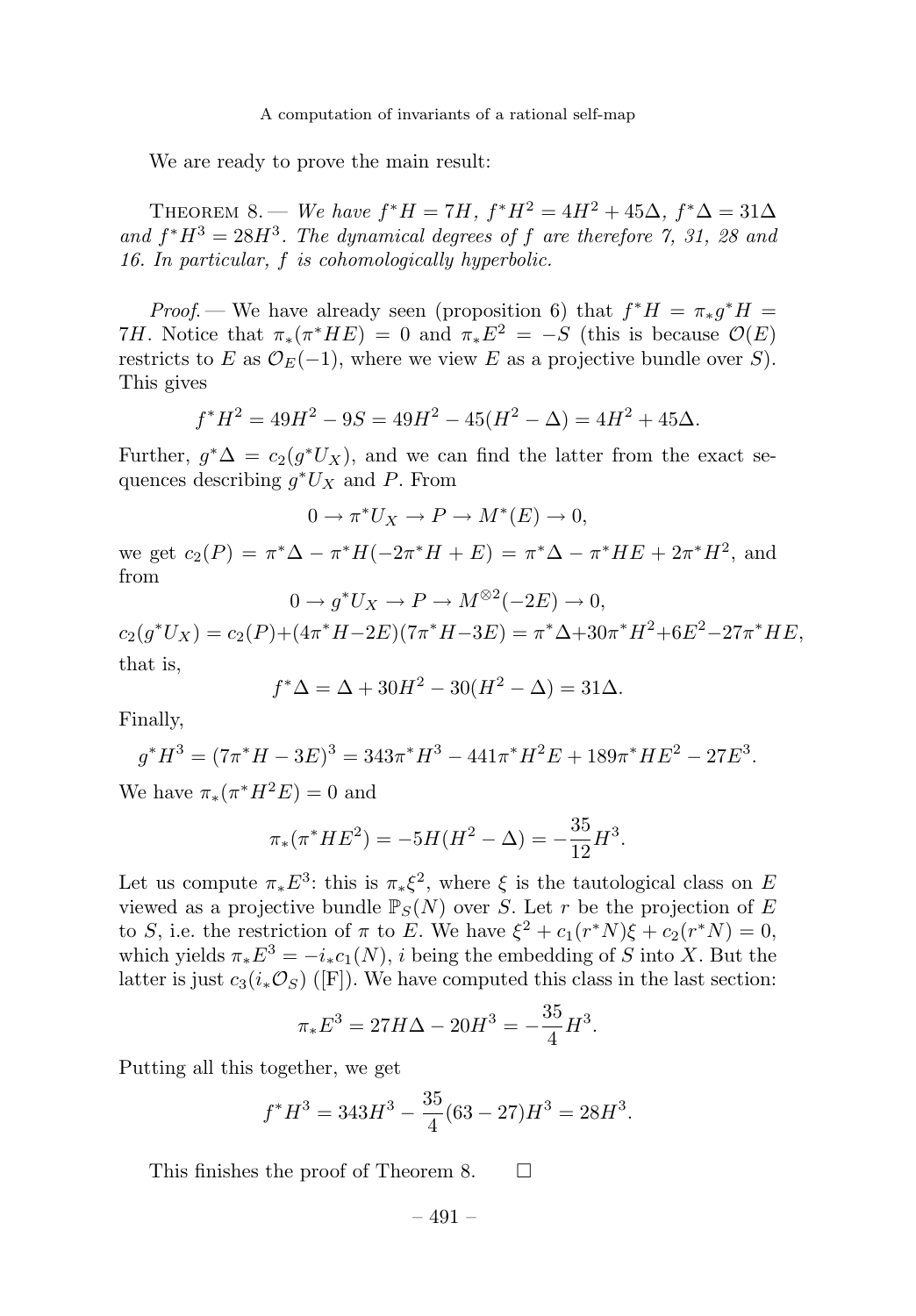We are ready to prove the main result:

THEOREM 8. — *We have $f^*H = 7H$, $f^*H^2 = 4H^2 + 45\Delta$, $f^*\Delta = 31\Delta$ and $f^*H^3 = 28H^3$. The dynamical degrees of $f$ are therefore 7, 31, 28 and 16. In particular, $f$ is cohomologically hyperbolic.*

*Proof.* — We have already seen (proposition 6) that $f^*H = \pi_* g^* H = 7H$. Notice that $\pi_*(\pi^* HE) = 0$ and $\pi_* E^2 = -S$ (this is because $\mathcal{O}(E)$ restricts to $E$ as $\mathcal{O}_E(-1)$, where we view $E$ as a projective bundle over $S$). This gives

$$f^*H^2 = 49H^2 - 9S = 49H^2 - 45(H^2 - \Delta) = 4H^2 + 45\Delta.$$

Further, $g^*\Delta = c_2(g^*U_X)$, and we can find the latter from the exact sequences describing $g^*U_X$ and $P$. From

$$0 \to \pi^* U_X \to P \to M^*(E) \to 0,$$

we get $c_2(P) = \pi^*\Delta - \pi^*H(-2\pi^*H + E) = \pi^*\Delta - \pi^*HE + 2\pi^*H^2$, and from

$$0 \to g^*U_X \to P \to M^{\otimes 2}(-2E) \to 0,$$

$$c_2(g^*U_X) = c_2(P) + (4\pi^*H - 2E)(7\pi^*H - 3E) = \pi^*\Delta + 30\pi^*H^2 + 6E^2 - 27\pi^*HE,$$

that is,

$$f^*\Delta = \Delta + 30H^2 - 30(H^2 - \Delta) = 31\Delta.$$

Finally,

$$g^*H^3 = (7\pi^*H - 3E)^3 = 343\pi^*H^3 - 441\pi^*H^2E + 189\pi^*HE^2 - 27E^3.$$

We have $\pi_*(\pi^*H^2E) = 0$ and

$$\pi_*(\pi^*HE^2) = -5H(H^2 - \Delta) = -\frac{35}{12}H^3.$$

Let us compute $\pi_*E^3$: this is $\pi_*\xi^2$, where $\xi$ is the tautological class on $E$ viewed as a projective bundle $\mathbb{P}_S(N)$ over $S$. Let $r$ be the projection of $E$ to $S$, i.e. the restriction of $\pi$ to $E$. We have $\xi^2 + c_1(r^*N)\xi + c_2(r^*N) = 0$, which yields $\pi_*E^3 = -i_*c_1(N)$, $i$ being the embedding of $S$ into $X$. But the latter is just $c_3(i_*\mathcal{O}_S)$ ([F]). We have computed this class in the last section:

$$\pi_*E^3 = 27H\Delta - 20H^3 = -\frac{35}{4}H^3.$$

Putting all this together, we get

$$f^*H^3 = 343H^3 - \frac{35}{4}(63 - 27)H^3 = 28H^3.$$

This finishes the proof of Theorem 8. $\square$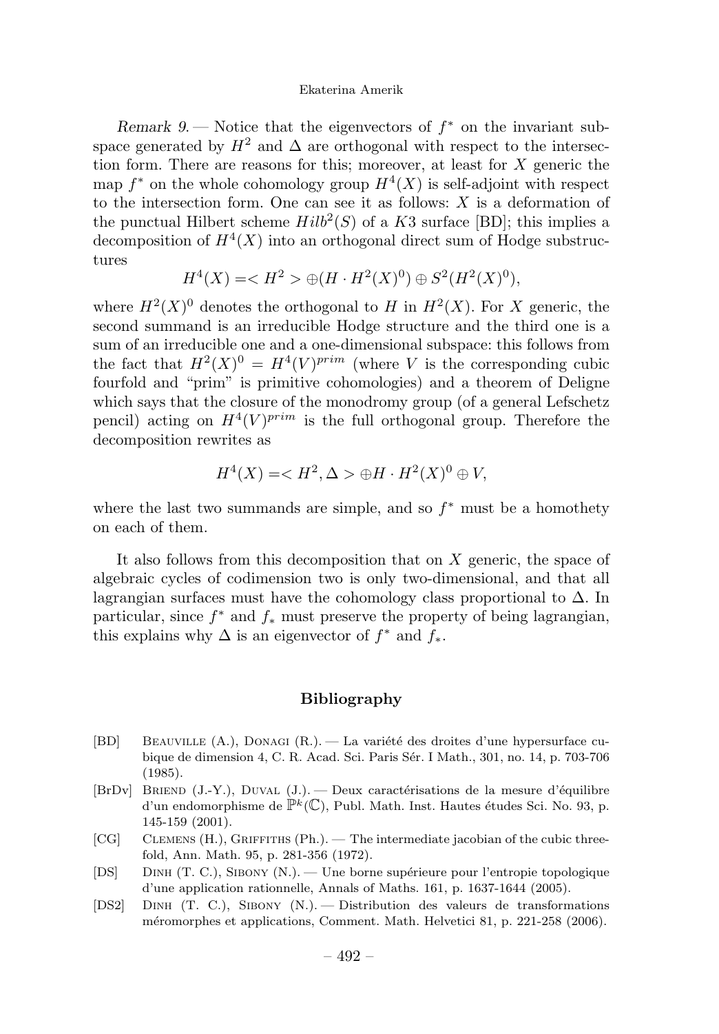*Remark 9.* — Notice that the eigenvectors of $f^*$ on the invariant subspace generated by $H^2$ and $\Delta$ are orthogonal with respect to the intersection form. There are reasons for this; moreover, at least for $X$ generic the map $f^*$ on the whole cohomology group $H^4(X)$ is self-adjoint with respect to the intersection form. One can see it as follows: $X$ is a deformation of the punctual Hilbert scheme $Hilb^2(S)$ of a $K3$ surface [BD]; this implies a decomposition of $H^4(X)$ into an orthogonal direct sum of Hodge substructures

$$H^4(X) = < H^2 > \oplus (H \cdot H^2(X)^0) \oplus S^2(H^2(X)^0),$$

where $H^2(X)^0$ denotes the orthogonal to $H$ in $H^2(X)$. For $X$ generic, the second summand is an irreducible Hodge structure and the third one is a sum of an irreducible one and a one-dimensional subspace: this follows from the fact that $H^2(X)^0 = H^4(V)^{prim}$ (where $V$ is the corresponding cubic fourfold and "prim" is primitive cohomologies) and a theorem of Deligne which says that the closure of the monodromy group (of a general Lefschetz pencil) acting on $H^4(V)^{prim}$ is the full orthogonal group. Therefore the decomposition rewrites as

$$H^4(X) = < H^2, \Delta > \oplus H \cdot H^2(X)^0 \oplus V,$$

where the last two summands are simple, and so $f^*$ must be a homothety on each of them.

It also follows from this decomposition that on $X$ generic, the space of algebraic cycles of codimension two is only two-dimensional, and that all lagrangian surfaces must have the cohomology class proportional to $\Delta$. In particular, since $f^*$ and $f_*$ must preserve the property of being lagrangian, this explains why $\Delta$ is an eigenvector of $f^*$ and $f_*$.

## Bibliography

- [BD] Beauville (A.), Donagi (R.). — La variété des droites d'une hypersurface cubique de dimension 4, C. R. Acad. Sci. Paris Sér. I Math., 301, no. 14, p. 703-706 (1985).
- [BrDv] Briend (J.-Y.), Duval (J.). — Deux caractérisations de la mesure d'équilibre d'un endomorphisme de $\mathbb{P}^k(\mathbb{C})$, Publ. Math. Inst. Hautes études Sci. No. 93, p. 145-159 (2001).
- [CG] Clemens (H.), Griffiths (Ph.). — The intermediate jacobian of the cubic threefold, Ann. Math. 95, p. 281-356 (1972).
- [DS] Dinh (T. C.), Sibony (N.). — Une borne supérieure pour l'entropie topologique d'une application rationnelle, Annals of Maths. 161, p. 1637-1644 (2005).
- [DS2] Dinh (T. C.), Sibony (N.). — Distribution des valeurs de transformations méromorphes et applications, Comment. Math. Helvetici 81, p. 221-258 (2006).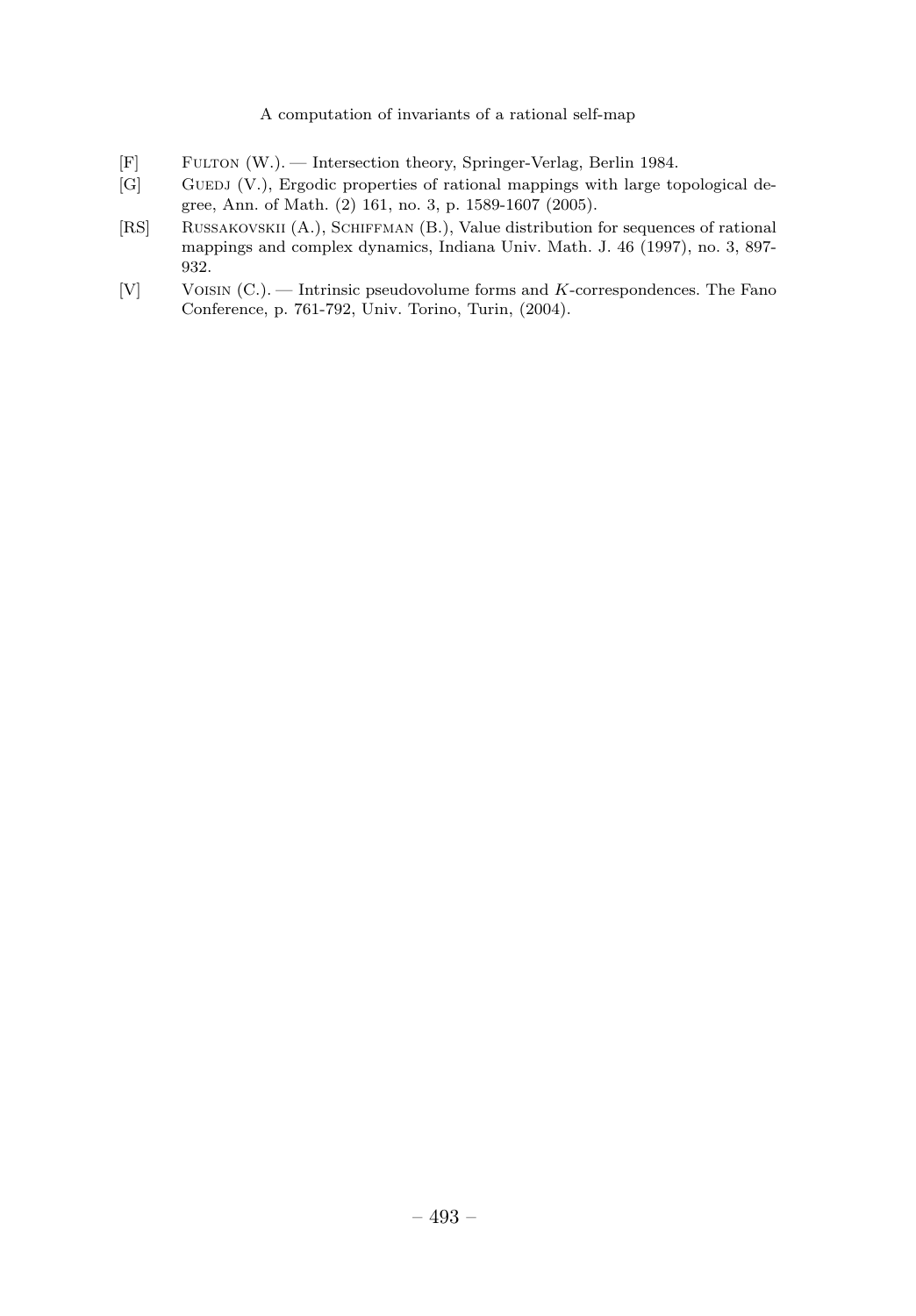- [F] Fulton (W.). — Intersection theory, Springer-Verlag, Berlin 1984.
- [G] Guedj (V.), Ergodic properties of rational mappings with large topological degree, Ann. of Math. (2) 161, no. 3, p. 1589-1607 (2005).
- [RS] Russakovskii (A.), Schiffman (B.), Value distribution for sequences of rational mappings and complex dynamics, Indiana Univ. Math. J. 46 (1997), no. 3, 897-932.
- [V] Voisin (C.). — Intrinsic pseudovolume forms and $K$-correspondences. The Fano Conference, p. 761-792, Univ. Torino, Turin, (2004).